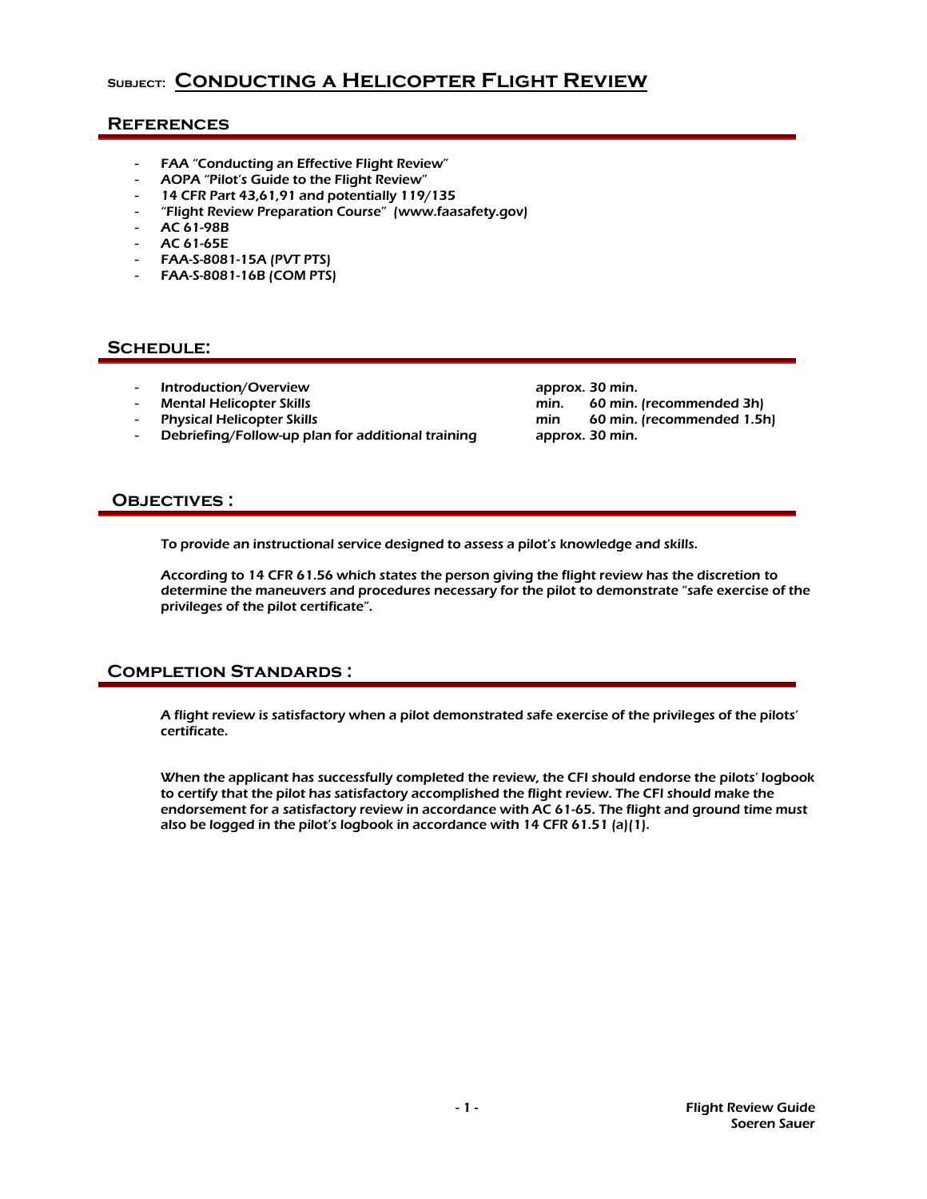# Subject: Conducting a Helicopter Flight Review

## References

- FAA "Conducting an Effective Flight Review"
- AOPA "Pilot's Guide to the Flight Review"
- 14 CFR Part 43,61,91 and potentially 119/135
- "Flight Review Preparation Course" (www.faasafety.gov)
- AC 61-98B
- AC 61-65E
- FAA-S-8081-15A (PVT PTS)
- FAA-S-8081-16B (COM PTS)

## Schedule:

- Introduction/Overview — approx. 30 min.
- Mental Helicopter Skills — min. 60 min. (recommended 3h)
- Physical Helicopter Skills — min 60 min. (recommended 1.5h)
- Debriefing/Follow-up plan for additional training — approx. 30 min.

## Objectives :

To provide an instructional service designed to assess a pilot's knowledge and skills.

According to 14 CFR 61.56 which states the person giving the flight review has the discretion to determine the maneuvers and procedures necessary for the pilot to demonstrate "safe exercise of the privileges of the pilot certificate".

## Completion Standards :

A flight review is satisfactory when a pilot demonstrated safe exercise of the privileges of the pilots' certificate.

When the applicant has successfully completed the review, the CFI should endorse the pilots' logbook to certify that the pilot has satisfactory accomplished the flight review. The CFI should make the endorsement for a satisfactory review in accordance with AC 61-65. The flight and ground time must also be logged in the pilot's logbook in accordance with 14 CFR 61.51 (a)(1).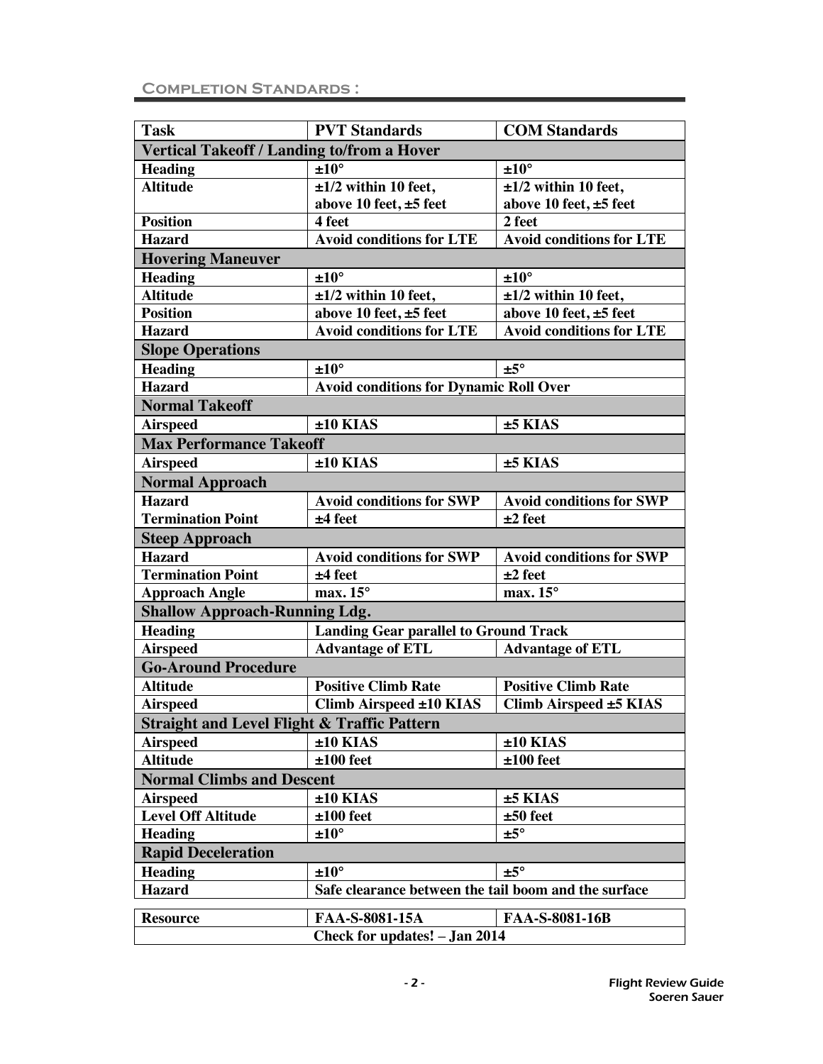## Completion Standards :

| Task | PVT Standards | COM Standards |
|---|---|---|
| **Vertical Takeoff / Landing to/from a Hover** | | |
| Heading | ±10° | ±10° |
| Altitude | ±1/2 within 10 feet, above 10 feet, ±5 feet | ±1/2 within 10 feet, above 10 feet, ±5 feet |
| Position | 4 feet | 2 feet |
| Hazard | Avoid conditions for LTE | Avoid conditions for LTE |
| **Hovering Maneuver** | | |
| Heading | ±10° | ±10° |
| Altitude | ±1/2 within 10 feet, | ±1/2 within 10 feet, |
| Position | above 10 feet, ±5 feet | above 10 feet, ±5 feet |
| Hazard | Avoid conditions for LTE | Avoid conditions for LTE |
| **Slope Operations** | | |
| Heading | ±10° | ±5° |
| Hazard | Avoid conditions for Dynamic Roll Over | |
| **Normal Takeoff** | | |
| Airspeed | ±10 KIAS | ±5 KIAS |
| **Max Performance Takeoff** | | |
| Airspeed | ±10 KIAS | ±5 KIAS |
| **Normal Approach** | | |
| Hazard | Avoid conditions for SWP | Avoid conditions for SWP |
| Termination Point | ±4 feet | ±2 feet |
| **Steep Approach** | | |
| Hazard | Avoid conditions for SWP | Avoid conditions for SWP |
| Termination Point | ±4 feet | ±2 feet |
| Approach Angle | max. 15° | max. 15° |
| **Shallow Approach-Running Ldg.** | | |
| Heading | Landing Gear parallel to Ground Track | |
| Airspeed | Advantage of ETL | Advantage of ETL |
| **Go-Around Procedure** | | |
| Altitude | Positive Climb Rate | Positive Climb Rate |
| Airspeed | Climb Airspeed ±10 KIAS | Climb Airspeed ±5 KIAS |
| **Straight and Level Flight & Traffic Pattern** | | |
| Airspeed | ±10 KIAS | ±10 KIAS |
| Altitude | ±100 feet | ±100 feet |
| **Normal Climbs and Descent** | | |
| Airspeed | ±10 KIAS | ±5 KIAS |
| Level Off Altitude | ±100 feet | ±50 feet |
| Heading | ±10° | ±5° |
| **Rapid Deceleration** | | |
| Heading | ±10° | ±5° |
| Hazard | Safe clearance between the tail boom and the surface | |

| Resource | FAA-S-8081-15A | FAA-S-8081-16B |
|---|---|---|
| Check for updates! – Jan 2014 | | |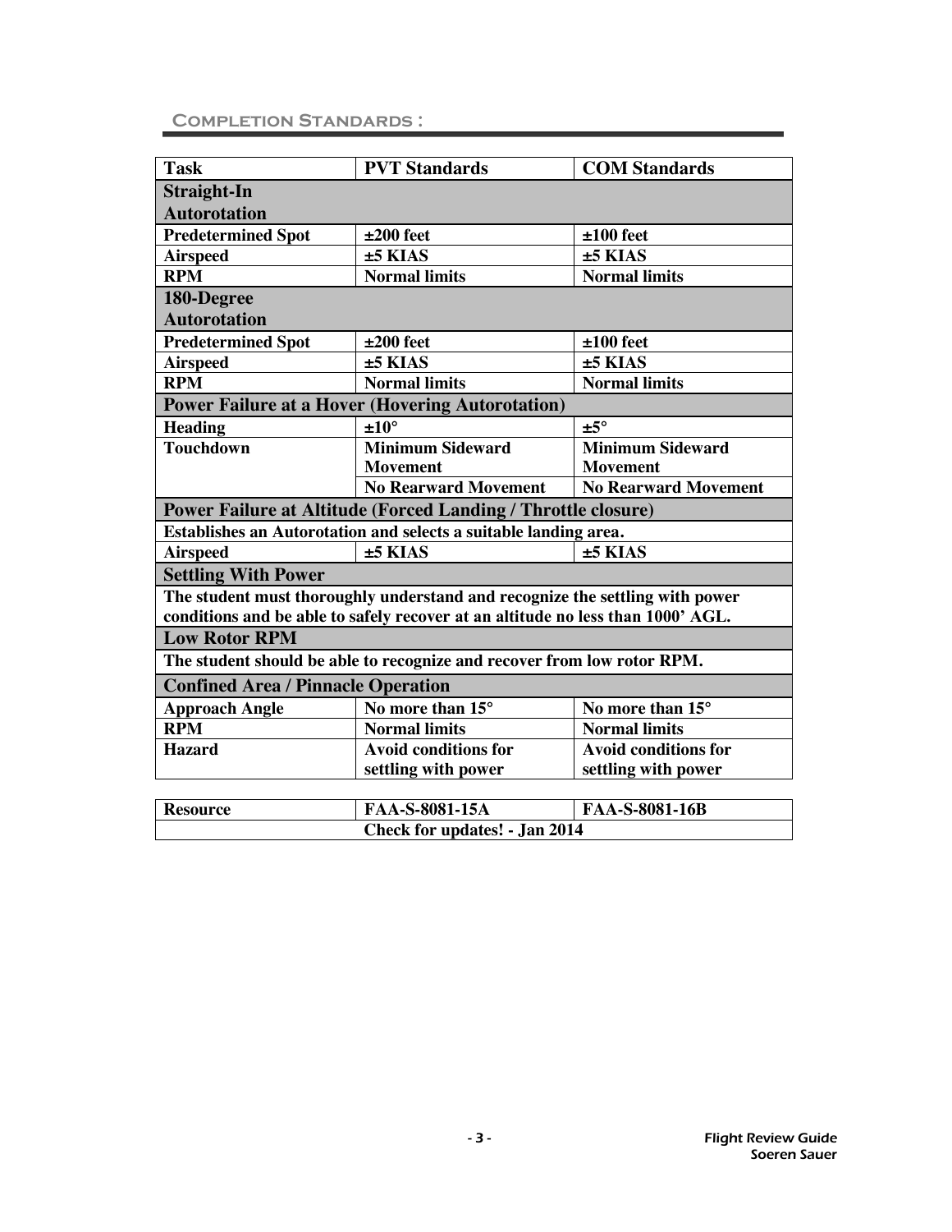## Completion Standards :

| Task | PVT Standards | COM Standards |
|---|---|---|
| **Straight-In Autorotation** | | |
| Predetermined Spot | ±200 feet | ±100 feet |
| Airspeed | ±5 KIAS | ±5 KIAS |
| RPM | Normal limits | Normal limits |
| **180-Degree Autorotation** | | |
| Predetermined Spot | ±200 feet | ±100 feet |
| Airspeed | ±5 KIAS | ±5 KIAS |
| RPM | Normal limits | Normal limits |
| **Power Failure at a Hover (Hovering Autorotation)** | | |
| Heading | ±10° | ±5° |
| Touchdown | Minimum Sideward Movement | Minimum Sideward Movement |
| | No Rearward Movement | No Rearward Movement |
| **Power Failure at Altitude (Forced Landing / Throttle closure)** | | |
| Establishes an Autorotation and selects a suitable landing area. | | |
| Airspeed | ±5 KIAS | ±5 KIAS |
| **Settling With Power** | | |
| The student must thoroughly understand and recognize the settling with power conditions and be able to safely recover at an altitude no less than 1000' AGL. | | |
| **Low Rotor RPM** | | |
| The student should be able to recognize and recover from low rotor RPM. | | |
| **Confined Area / Pinnacle Operation** | | |
| Approach Angle | No more than 15° | No more than 15° |
| RPM | Normal limits | Normal limits |
| Hazard | Avoid conditions for settling with power | Avoid conditions for settling with power |

| Resource | FAA-S-8081-15A | FAA-S-8081-16B |
|---|---|---|
| | Check for updates! - Jan 2014 | |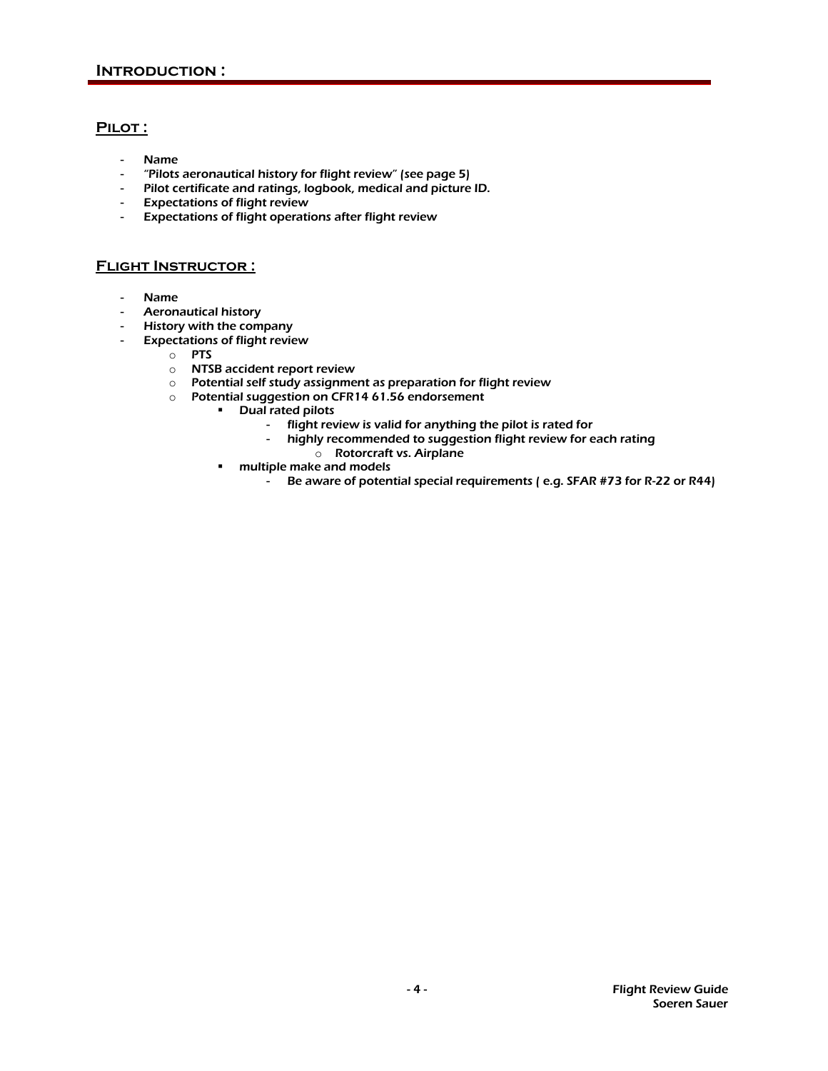## Introduction :

### Pilot :

- Name
- "Pilots aeronautical history for flight review" (see page 5)
- Pilot certificate and ratings, logbook, medical and picture ID.
- Expectations of flight review
- Expectations of flight operations after flight review

### Flight Instructor :

- Name
- Aeronautical history
- History with the company
- Expectations of flight review
  - PTS
  - NTSB accident report review
  - Potential self study assignment as preparation for flight review
  - Potential suggestion on CFR14 61.56 endorsement
    - Dual rated pilots
      - flight review is valid for anything the pilot is rated for
      - highly recommended to suggestion flight review for each rating
        - Rotorcraft vs. Airplane
    - multiple make and models
      - Be aware of potential special requirements ( e.g. SFAR #73 for R-22 or R44)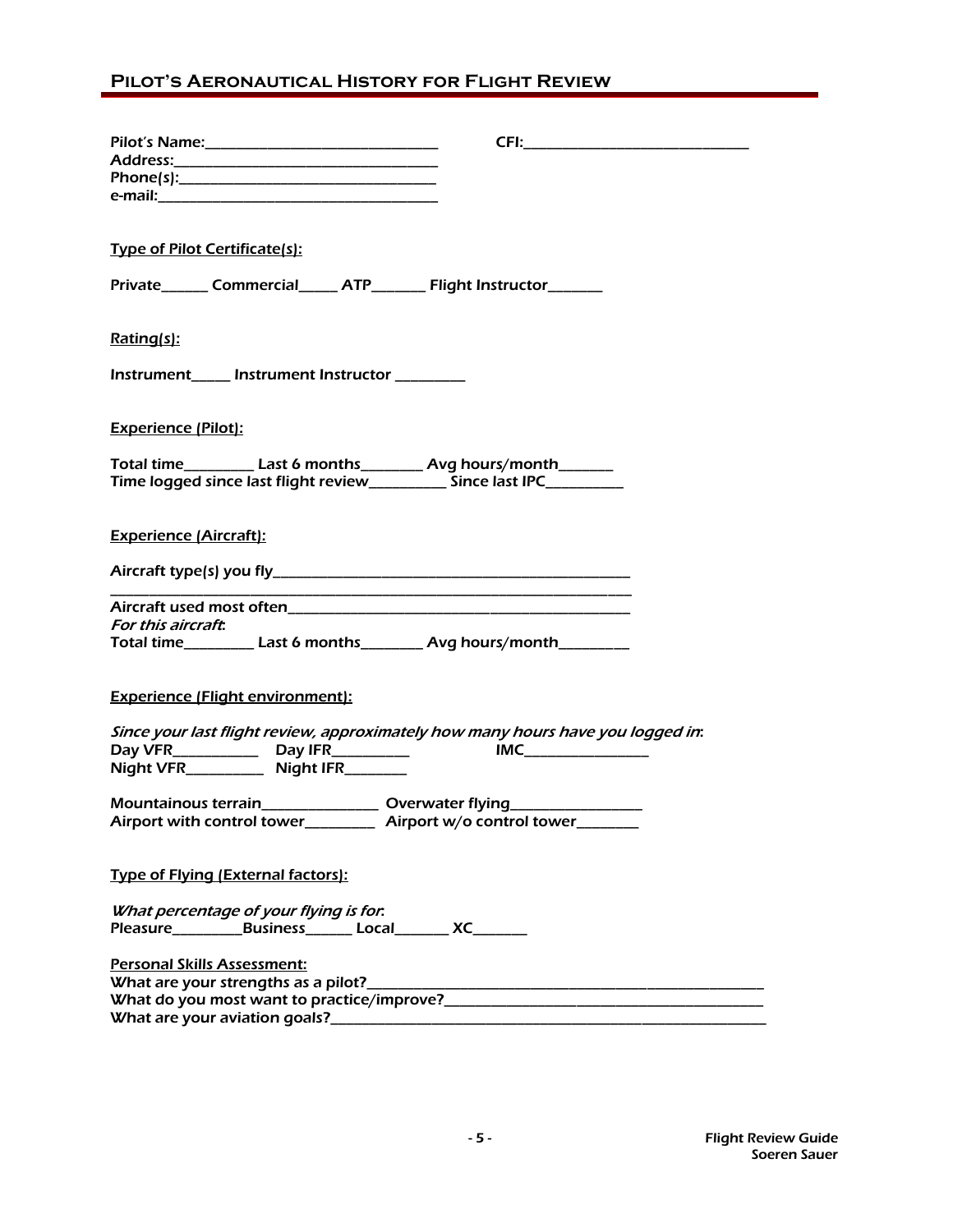# Pilot's Aeronautical History for Flight Review

Pilot's Name:______________________________ CFI:______________________________
Address:______________________________
Phone(s):______________________________
e-mail:______________________________

**Type of Pilot Certificate(s):**

Private______ Commercial_____ ATP_______ Flight Instructor_______

**Rating(s):**

Instrument_____ Instrument Instructor _________

**Experience (Pilot):**

Total time_________ Last 6 months________ Avg hours/month_______
Time logged since last flight review__________ Since last IPC__________

**Experience (Aircraft):**

Aircraft type(s) you fly______________________________________________
______________________________________________________________________
Aircraft used most often______________________________________________
*For this aircraft:*
Total time_________ Last 6 months________ Avg hours/month_________

**Experience (Flight environment):**

*Since your last flight review, approximately how many hours have you logged in:*
Day VFR___________ Day IFR__________ IMC________________
Night VFR__________ Night IFR________

Mountainous terrain_______________ Overwater flying_________________
Airport with control tower_________ Airport w/o control tower________

**Type of Flying (External factors):**

*What percentage of your flying is for:*
Pleasure_________Business______ Local_______ XC_______

**Personal Skills Assessment:**
What are your strengths as a pilot?______________________________________________________
What do you most want to practice/improve?_______________________________________________
What are your aviation goals?____________________________________________________________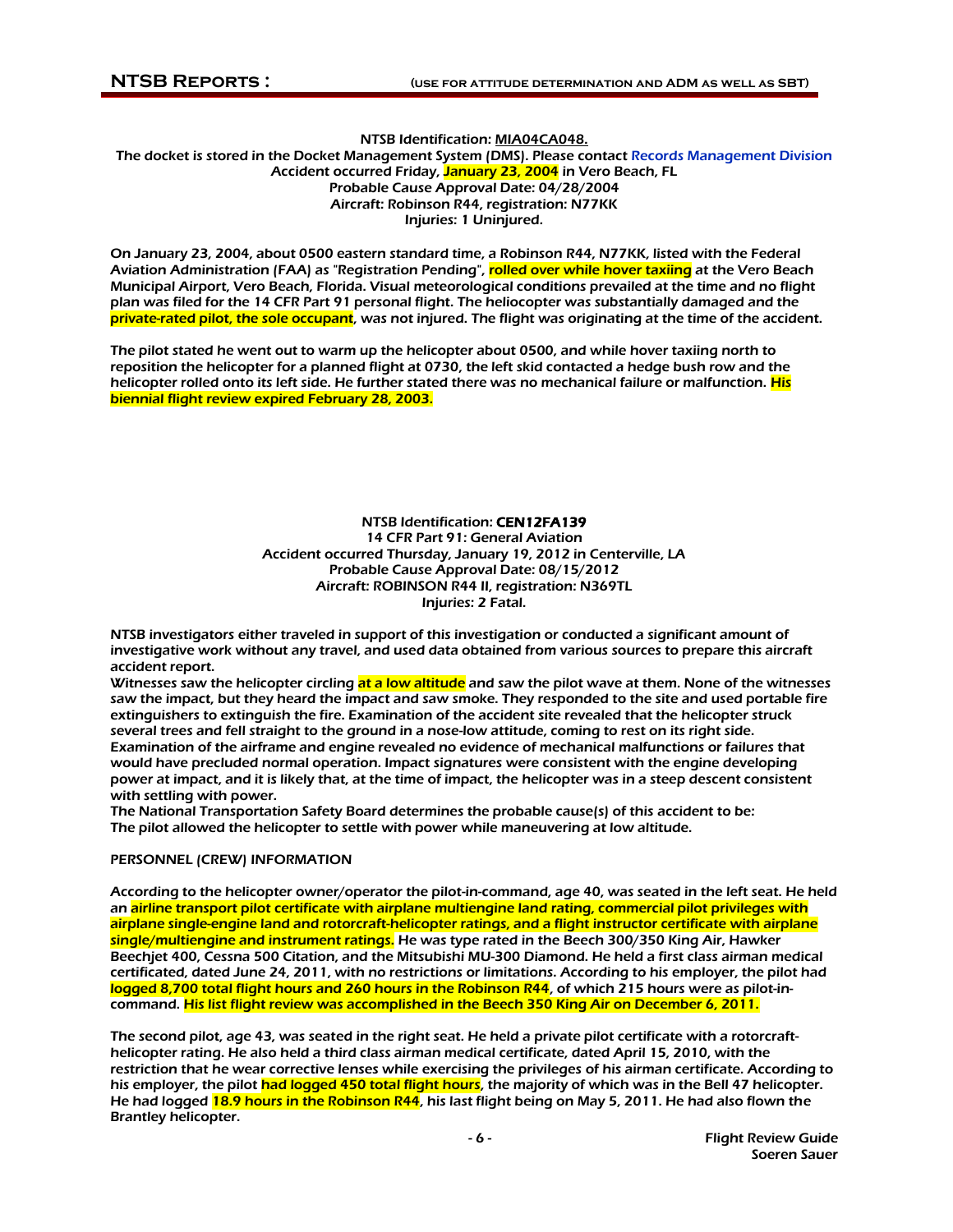NTSB Identification: MIA04CA048.
The docket is stored in the Docket Management System (DMS). Please contact Records Management Division
Accident occurred Friday, January 23, 2004 in Vero Beach, FL
Probable Cause Approval Date: 04/28/2004
Aircraft: Robinson R44, registration: N77KK
Injuries: 1 Uninjured.

On January 23, 2004, about 0500 eastern standard time, a Robinson R44, N77KK, listed with the Federal Aviation Administration (FAA) as "Registration Pending", rolled over while hover taxiing at the Vero Beach Municipal Airport, Vero Beach, Florida. Visual meteorological conditions prevailed at the time and no flight plan was filed for the 14 CFR Part 91 personal flight. The heliocopter was substantially damaged and the private-rated pilot, the sole occupant, was not injured. The flight was originating at the time of the accident.

The pilot stated he went out to warm up the helicopter about 0500, and while hover taxiing north to reposition the helicopter for a planned flight at 0730, the left skid contacted a hedge bush row and the helicopter rolled onto its left side. He further stated there was no mechanical failure or malfunction. His biennial flight review expired February 28, 2003.

NTSB Identification: **CEN12FA139**
14 CFR Part 91: General Aviation
Accident occurred Thursday, January 19, 2012 in Centerville, LA
Probable Cause Approval Date: 08/15/2012
Aircraft: ROBINSON R44 II, registration: N369TL
Injuries: 2 Fatal.

NTSB investigators either traveled in support of this investigation or conducted a significant amount of investigative work without any travel, and used data obtained from various sources to prepare this aircraft accident report.
Witnesses saw the helicopter circling at a low altitude and saw the pilot wave at them. None of the witnesses saw the impact, but they heard the impact and saw smoke. They responded to the site and used portable fire extinguishers to extinguish the fire. Examination of the accident site revealed that the helicopter struck several trees and fell straight to the ground in a nose-low attitude, coming to rest on its right side. Examination of the airframe and engine revealed no evidence of mechanical malfunctions or failures that would have precluded normal operation. Impact signatures were consistent with the engine developing power at impact, and it is likely that, at the time of impact, the helicopter was in a steep descent consistent with settling with power.
The National Transportation Safety Board determines the probable cause(s) of this accident to be:
The pilot allowed the helicopter to settle with power while maneuvering at low altitude.

PERSONNEL (CREW) INFORMATION

According to the helicopter owner/operator the pilot-in-command, age 40, was seated in the left seat. He held an airline transport pilot certificate with airplane multiengine land rating, commercial pilot privileges with airplane single-engine land and rotorcraft-helicopter ratings, and a flight instructor certificate with airplane single/multiengine and instrument ratings. He was type rated in the Beech 300/350 King Air, Hawker Beechjet 400, Cessna 500 Citation, and the Mitsubishi MU-300 Diamond. He held a first class airman medical certificated, dated June 24, 2011, with no restrictions or limitations. According to his employer, the pilot had logged 8,700 total flight hours and 260 hours in the Robinson R44, of which 215 hours were as pilot-in-command. His list flight review was accomplished in the Beech 350 King Air on December 6, 2011.

The second pilot, age 43, was seated in the right seat. He held a private pilot certificate with a rotorcraft-helicopter rating. He also held a third class airman medical certificate, dated April 15, 2010, with the restriction that he wear corrective lenses while exercising the privileges of his airman certificate. According to his employer, the pilot had logged 450 total flight hours, the majority of which was in the Bell 47 helicopter. He had logged 18.9 hours in the Robinson R44, his last flight being on May 5, 2011. He had also flown the Brantley helicopter.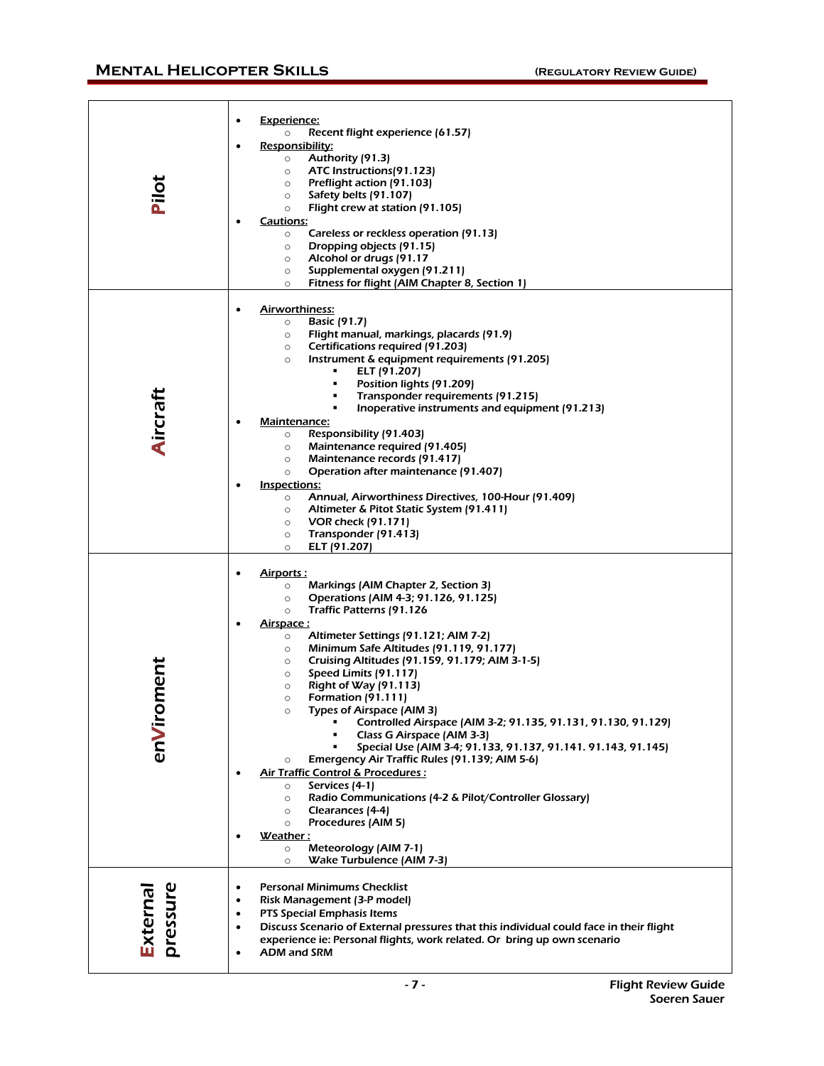| | |
|---|---|
| **Pilot** | • **Experience:**<br>  ○ Recent flight experience (61.57)<br>• **Responsibility:**<br>  ○ Authority (91.3)<br>  ○ ATC Instructions(91.123)<br>  ○ Preflight action (91.103)<br>  ○ Safety belts (91.107)<br>  ○ Flight crew at station (91.105)<br>• **Cautions:**<br>  ○ Careless or reckless operation (91.13)<br>  ○ Dropping objects (91.15)<br>  ○ Alcohol or drugs (91.17<br>  ○ Supplemental oxygen (91.211)<br>  ○ Fitness for flight (AIM Chapter 8, Section 1) |
| **Aircraft** | • **Airworthiness:**<br>  ○ Basic (91.7)<br>  ○ Flight manual, markings, placards (91.9)<br>  ○ Certifications required (91.203)<br>  ○ Instrument & equipment requirements (91.205)<br>    ▪ ELT (91.207)<br>    ▪ Position lights (91.209)<br>    ▪ Transponder requirements (91.215)<br>    ▪ Inoperative instruments and equipment (91.213)<br>• **Maintenance:**<br>  ○ Responsibility (91.403)<br>  ○ Maintenance required (91.405)<br>  ○ Maintenance records (91.417)<br>  ○ Operation after maintenance (91.407)<br>• **Inspections:**<br>  ○ Annual, Airworthiness Directives, 100-Hour (91.409)<br>  ○ Altimeter & Pitot Static System (91.411)<br>  ○ VOR check (91.171)<br>  ○ Transponder (91.413)<br>  ○ ELT (91.207) |
| **enViroment** | • **Airports :**<br>  ○ Markings (AIM Chapter 2, Section 3)<br>  ○ Operations (AIM 4-3; 91.126, 91.125)<br>  ○ Traffic Patterns (91.126<br>• **Airspace :**<br>  ○ Altimeter Settings (91.121; AIM 7-2)<br>  ○ Minimum Safe Altitudes (91.119, 91.177)<br>  ○ Cruising Altitudes (91.159, 91.179; AIM 3-1-5)<br>  ○ Speed Limits (91.117)<br>  ○ Right of Way (91.113)<br>  ○ Formation (91.111)<br>  ○ Types of Airspace (AIM 3)<br>    ▪ Controlled Airspace (AIM 3-2; 91.135, 91.131, 91.130, 91.129)<br>    ▪ Class G Airspace (AIM 3-3)<br>    ▪ Special Use (AIM 3-4; 91.133, 91.137, 91.141. 91.143, 91.145)<br>  ○ Emergency Air Traffic Rules (91.139; AIM 5-6)<br>• **Air Traffic Control & Procedures :**<br>  ○ Services (4-1)<br>  ○ Radio Communications (4-2 & Pilot/Controller Glossary)<br>  ○ Clearances (4-4)<br>  ○ Procedures (AIM 5)<br>• **Weather :**<br>  ○ Meteorology (AIM 7-1)<br>  ○ Wake Turbulence (AIM 7-3) |
| **External pressure** | • Personal Minimums Checklist<br>• Risk Management (3-P model)<br>• PTS Special Emphasis Items<br>• Discuss Scenario of External pressures that this individual could face in their flight experience ie: Personal flights, work related. Or bring up own scenario<br>• ADM and SRM |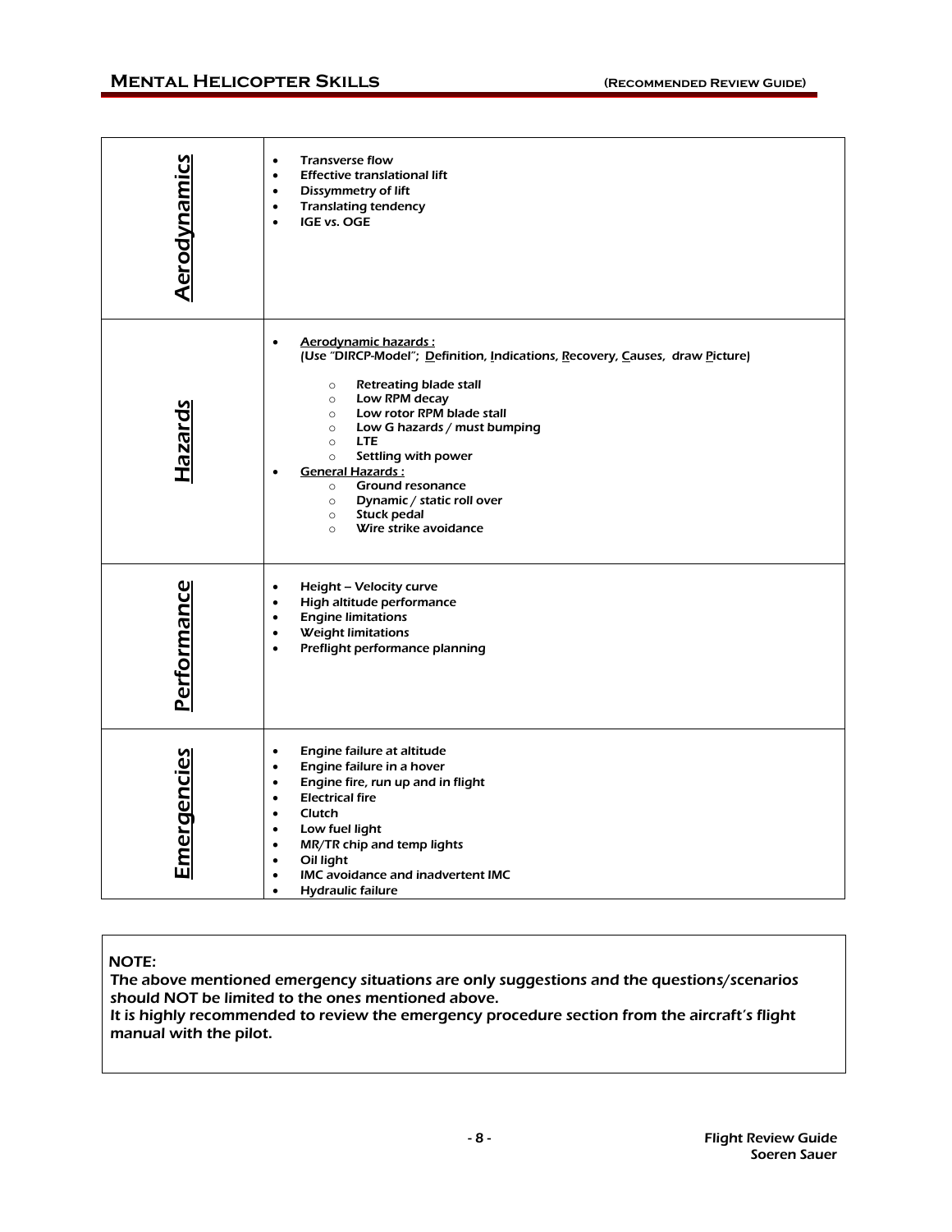| | |
|---|---|
| **Aerodynamics** | • Transverse flow<br>• Effective translational lift<br>• Dissymmetry of lift<br>• Translating tendency<br>• IGE vs. OGE |
| **Hazards** | • Aerodynamic hazards :<br>(Use "DIRCP-Model"; Definition, Indications, Recovery, Causes, draw Picture)<br>  ○ Retreating blade stall<br>  ○ Low RPM decay<br>  ○ Low rotor RPM blade stall<br>  ○ Low G hazards / must bumping<br>  ○ LTE<br>  ○ Settling with power<br>• General Hazards :<br>  ○ Ground resonance<br>  ○ Dynamic / static roll over<br>  ○ Stuck pedal<br>  ○ Wire strike avoidance |
| **Performance** | • Height – Velocity curve<br>• High altitude performance<br>• Engine limitations<br>• Weight limitations<br>• Preflight performance planning |
| **Emergencies** | • Engine failure at altitude<br>• Engine failure in a hover<br>• Engine fire, run up and in flight<br>• Electrical fire<br>• Clutch<br>• Low fuel light<br>• MR/TR chip and temp lights<br>• Oil light<br>• IMC avoidance and inadvertent IMC<br>• Hydraulic failure |

NOTE:
The above mentioned emergency situations are only suggestions and the questions/scenarios should NOT be limited to the ones mentioned above.
It is highly recommended to review the emergency procedure section from the aircraft's flight manual with the pilot.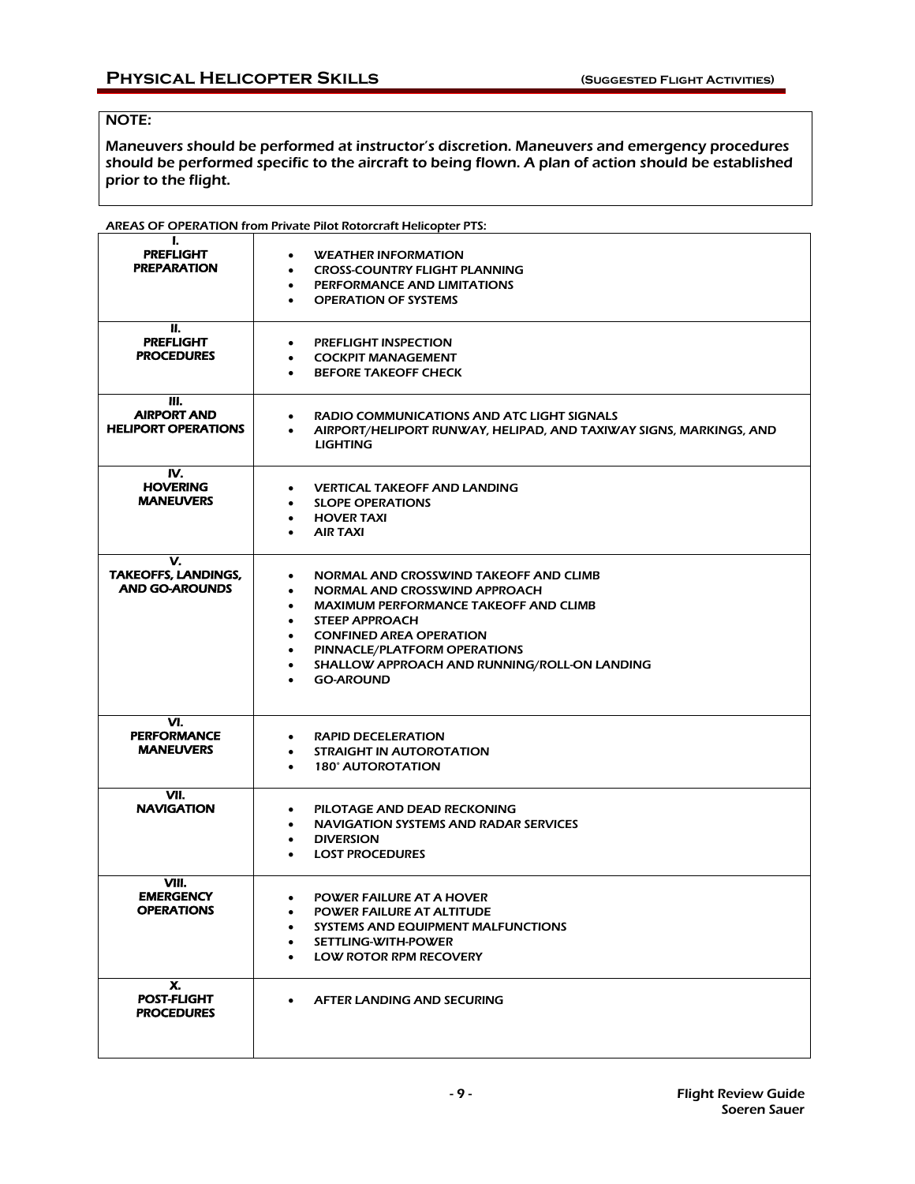## Physical Helicopter Skills

(Suggested Flight Activities)

**NOTE:**

Maneuvers should be performed at instructor's discretion. Maneuvers and emergency procedures should be performed specific to the aircraft to being flown. A plan of action should be established prior to the flight.

AREAS OF OPERATION from Private Pilot Rotorcraft Helicopter PTS:

| Area of Operation | Tasks |
|---|---|
| **I. PREFLIGHT PREPARATION** | • WEATHER INFORMATION<br>• CROSS-COUNTRY FLIGHT PLANNING<br>• PERFORMANCE AND LIMITATIONS<br>• OPERATION OF SYSTEMS |
| **II. PREFLIGHT PROCEDURES** | • PREFLIGHT INSPECTION<br>• COCKPIT MANAGEMENT<br>• BEFORE TAKEOFF CHECK |
| **III. AIRPORT AND HELIPORT OPERATIONS** | • RADIO COMMUNICATIONS AND ATC LIGHT SIGNALS<br>• AIRPORT/HELIPORT RUNWAY, HELIPAD, AND TAXIWAY SIGNS, MARKINGS, AND LIGHTING |
| **IV. HOVERING MANEUVERS** | • VERTICAL TAKEOFF AND LANDING<br>• SLOPE OPERATIONS<br>• HOVER TAXI<br>• AIR TAXI |
| **V. TAKEOFFS, LANDINGS, AND GO-AROUNDS** | • NORMAL AND CROSSWIND TAKEOFF AND CLIMB<br>• NORMAL AND CROSSWIND APPROACH<br>• MAXIMUM PERFORMANCE TAKEOFF AND CLIMB<br>• STEEP APPROACH<br>• CONFINED AREA OPERATION<br>• PINNACLE/PLATFORM OPERATIONS<br>• SHALLOW APPROACH AND RUNNING/ROLL-ON LANDING<br>• GO-AROUND |
| **VI. PERFORMANCE MANEUVERS** | • RAPID DECELERATION<br>• STRAIGHT IN AUTOROTATION<br>• 180° AUTOROTATION |
| **VII. NAVIGATION** | • PILOTAGE AND DEAD RECKONING<br>• NAVIGATION SYSTEMS AND RADAR SERVICES<br>• DIVERSION<br>• LOST PROCEDURES |
| **VIII. EMERGENCY OPERATIONS** | • POWER FAILURE AT A HOVER<br>• POWER FAILURE AT ALTITUDE<br>• SYSTEMS AND EQUIPMENT MALFUNCTIONS<br>• SETTLING-WITH-POWER<br>• LOW ROTOR RPM RECOVERY |
| **X. POST-FLIGHT PROCEDURES** | • AFTER LANDING AND SECURING |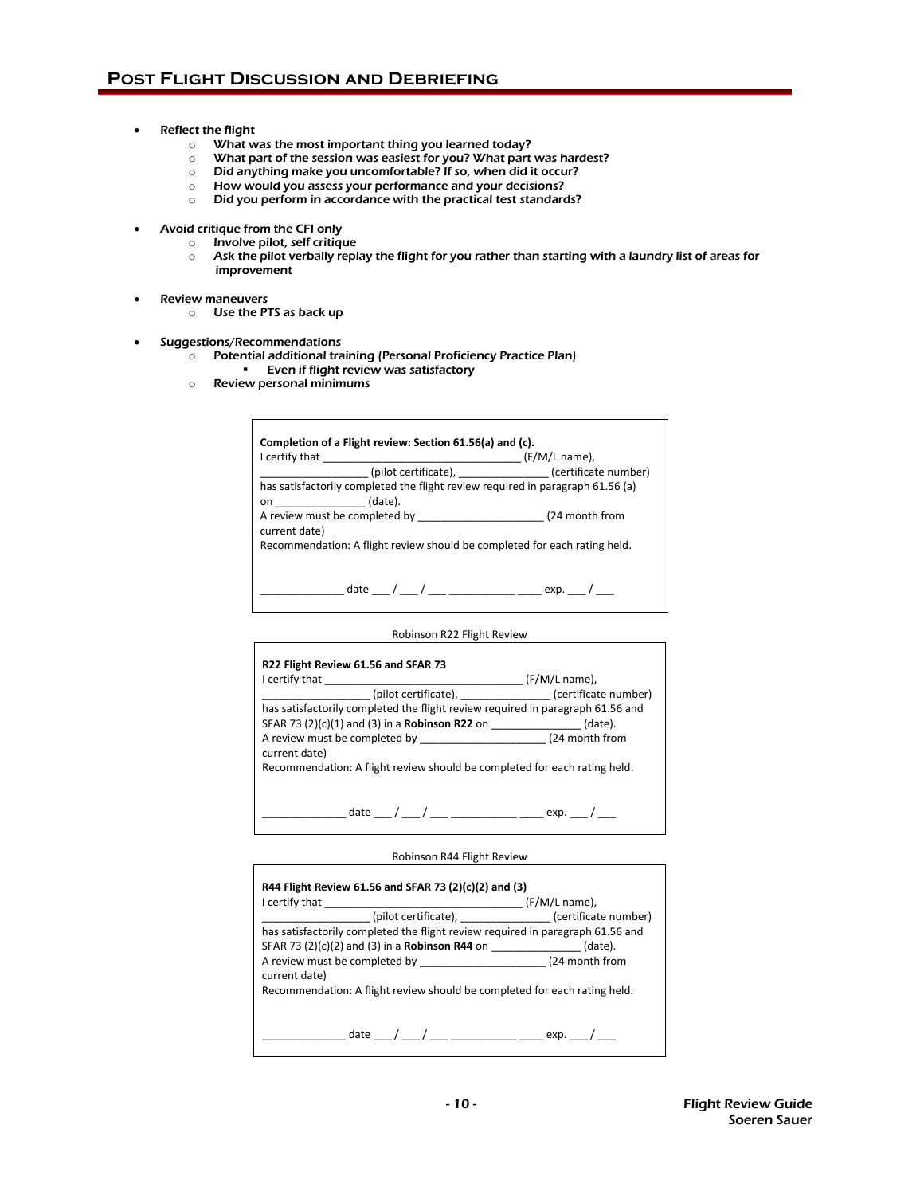## Post Flight Discussion and Debriefing

- Reflect the flight
  - What was the most important thing you learned today?
  - What part of the session was easiest for you? What part was hardest?
  - Did anything make you uncomfortable? If so, when did it occur?
  - How would you assess your performance and your decisions?
  - Did you perform in accordance with the practical test standards?

- Avoid critique from the CFI only
  - Involve pilot, self critique
  - Ask the pilot verbally replay the flight for you rather than starting with a laundry list of areas for improvement

- Review maneuvers
  - Use the PTS as back up

- Suggestions/Recommendations
  - Potential additional training (Personal Proficiency Practice Plan)
    - Even if flight review was satisfactory
  - Review personal minimums

**Completion of a Flight review: Section 61.56(a) and (c).**
I certify that _______________________________ (F/M/L name), _________________ (pilot certificate), ______________ (certificate number) has satisfactorily completed the flight review required in paragraph 61.56 (a) on ______________ (date).
A review must be completed by ____________________ (24 month from current date)
Recommendation: A flight review should be completed for each rating held.

_____________ date ___ / ___ / ___ __________ ____ exp. ___ / ___

Robinson R22 Flight Review

**R22 Flight Review 61.56 and SFAR 73**
I certify that _______________________________ (F/M/L name), _________________ (pilot certificate), ______________ (certificate number) has satisfactorily completed the flight review required in paragraph 61.56 and SFAR 73 (2)(c)(1) and (3) in a **Robinson R22** on ______________ (date).
A review must be completed by ____________________ (24 month from current date)
Recommendation: A flight review should be completed for each rating held.

_____________ date ___ / ___ / ___ __________ ____ exp. ___ / ___

Robinson R44 Flight Review

**R44 Flight Review 61.56 and SFAR 73 (2)(c)(2) and (3)**
I certify that _______________________________ (F/M/L name), _________________ (pilot certificate), ______________ (certificate number) has satisfactorily completed the flight review required in paragraph 61.56 and SFAR 73 (2)(c)(2) and (3) in a **Robinson R44** on ______________ (date).
A review must be completed by ____________________ (24 month from current date)
Recommendation: A flight review should be completed for each rating held.

_____________ date ___ / ___ / ___ __________ ____ exp. ___ / ___